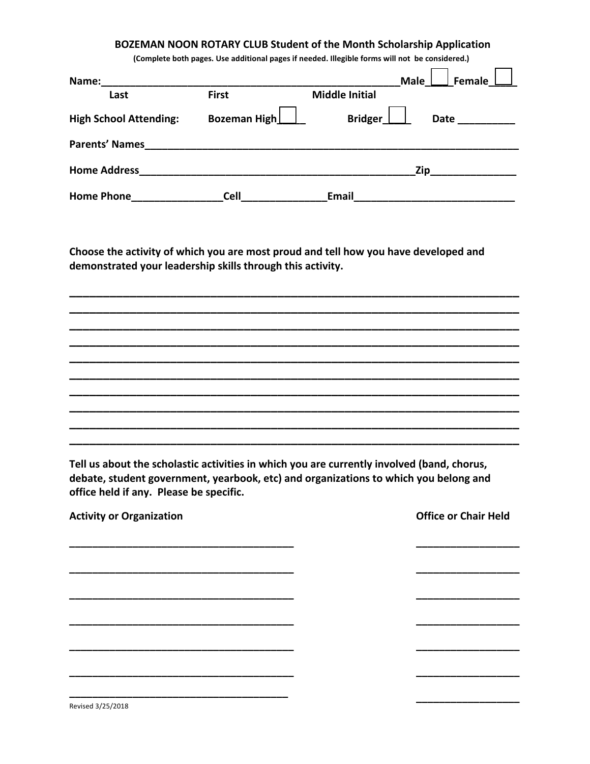**BOZEMAN NOON ROTARY CLUB Student of the Month Scholarship Application**

**(Complete both pages. Use additional pages if needed. Illegible forms will not be considered.)**

**Name:**_______________________________________________ **Male** ☐ **Female** ☐

**Last** **First** **Middle Initial**

**High School Attending:** **Bozeman High** ☐ **Bridger** ☐ **Date** __________

**Parents' Names**_________________________________________________________________

**Home Address**_____________________________________________**Zip**_______________

**Home Phone**________________**Cell**_______________**Email**____________________________

**Choose the activity of which you are most proud and tell how you have developed and demonstrated your leadership skills through this activity.**

___________________________________________________________________________

___________________________________________________________________________

___________________________________________________________________________

___________________________________________________________________________

___________________________________________________________________________

___________________________________________________________________________

___________________________________________________________________________

___________________________________________________________________________

___________________________________________________________________________

___________________________________________________________________________

**Tell us about the scholastic activities in which you are currently involved (band, chorus, debate, student government, yearbook, etc) and organizations to which you belong and office held if any. Please be specific.**

| Activity or Organization | Office or Chair Held |
|---|---|
| _______________________________________ | __________________ |
| _______________________________________ | __________________ |
| _______________________________________ | __________________ |
| _______________________________________ | __________________ |
| _______________________________________ | __________________ |
| _______________________________________ | __________________ |
| _______________________________________ | __________________ |

Revised 3/25/2018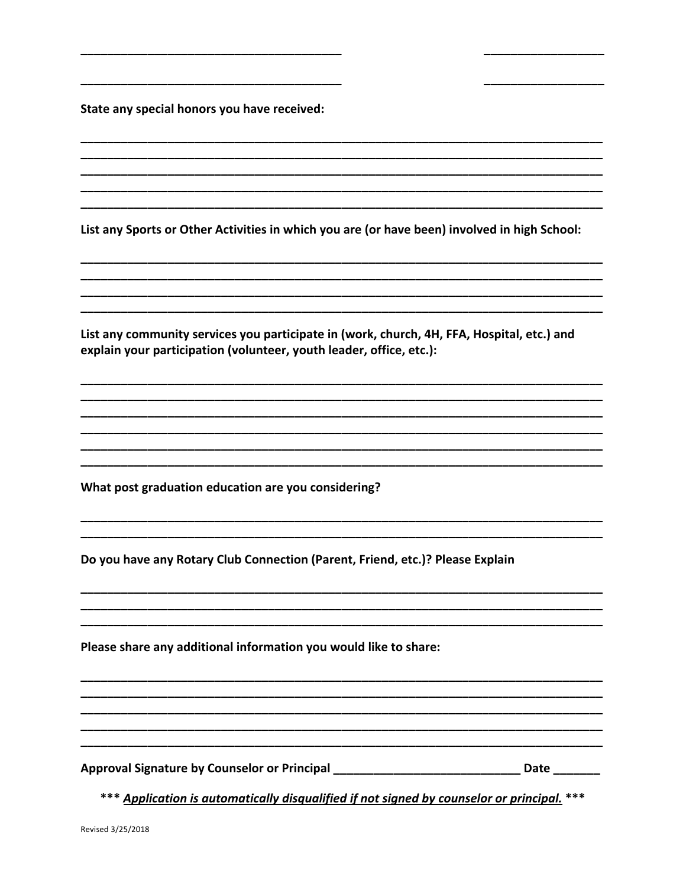______________________________________ ________________

______________________________________ ________________

**State any special honors you have received:**

_____________________________________________________________________________
_____________________________________________________________________________
_____________________________________________________________________________
_____________________________________________________________________________
_____________________________________________________________________________

**List any Sports or Other Activities in which you are (or have been) involved in high School:**

_____________________________________________________________________________
_____________________________________________________________________________
_____________________________________________________________________________
_____________________________________________________________________________

**List any community services you participate in (work, church, 4H, FFA, Hospital, etc.) and explain your participation (volunteer, youth leader, office, etc.):**

_____________________________________________________________________________
_____________________________________________________________________________
_____________________________________________________________________________
_____________________________________________________________________________
_____________________________________________________________________________
_____________________________________________________________________________

**What post graduation education are you considering?**

_____________________________________________________________________________
_____________________________________________________________________________

**Do you have any Rotary Club Connection (Parent, Friend, etc.)? Please Explain**

_____________________________________________________________________________
_____________________________________________________________________________
_____________________________________________________________________________

**Please share any additional information you would like to share:**

_____________________________________________________________________________
_____________________________________________________________________________
_____________________________________________________________________________
_____________________________________________________________________________
_____________________________________________________________________________

**Approval Signature by Counselor or Principal ____________________________ Date _______**

**\*\*\* *Application is automatically disqualified if not signed by counselor or principal.* \*\*\***

Revised 3/25/2018